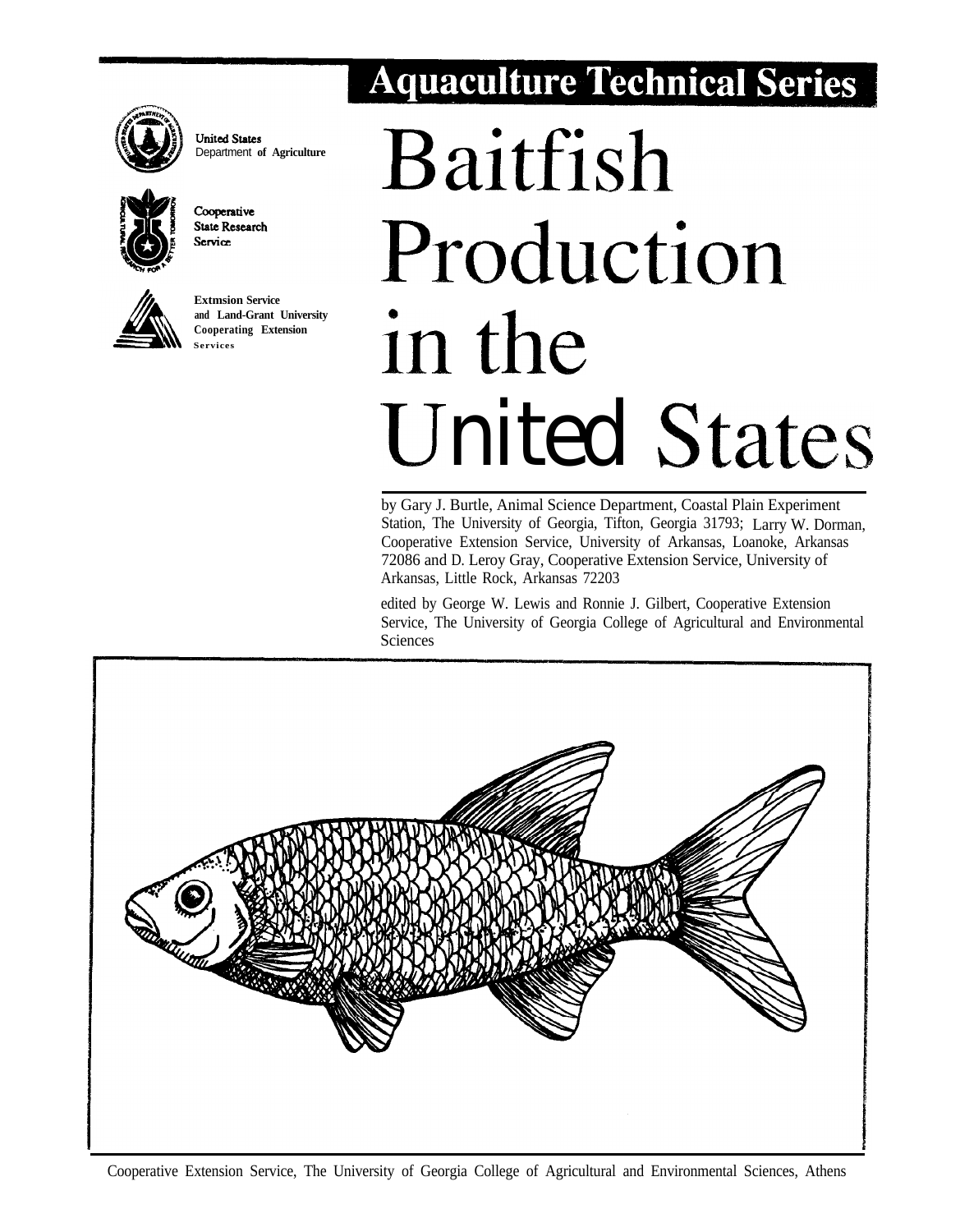# Aquaculture Technical Series

**United States** Department **of Agriculture**

**Cooperative State Research Service**

**Extmsion Service and Land-Grant University Cooperating Extension Services**

# Baitfish Production in the United States

by Gary J. Burtle, Animal Science Department, Coastal Plain Experiment Station, The University of Georgia, Tifton, Georgia 31793; Larry W. Dorman, Cooperative Extension Service, University of Arkansas, Loanoke, Arkansas 72086 and D. Leroy Gray, Cooperative Extension Service, University of Arkansas, Little Rock, Arkansas 72203

edited by George W. Lewis and Ronnie J. Gilbert, Cooperative Extension Service, The University of Georgia College of Agricultural and Environmental Sciences

Cooperative Extension Service, The University of Georgia College of Agricultural and Environmental Sciences, Athens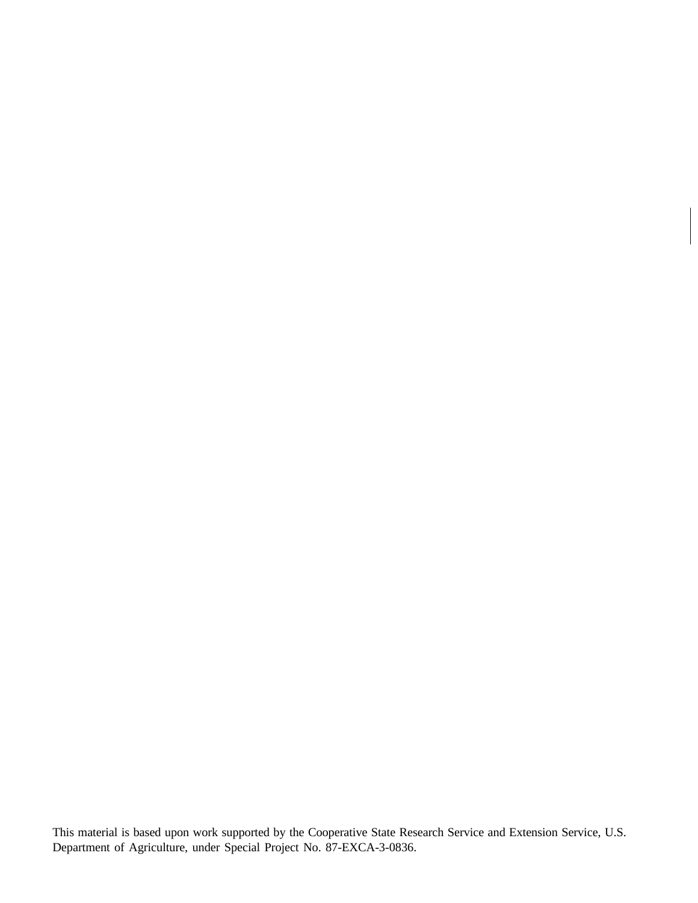This material is based upon work supported by the Cooperative State Research Service and Extension Service, U.S. Department of Agriculture, under Special Project No. 87-EXCA-3-0836.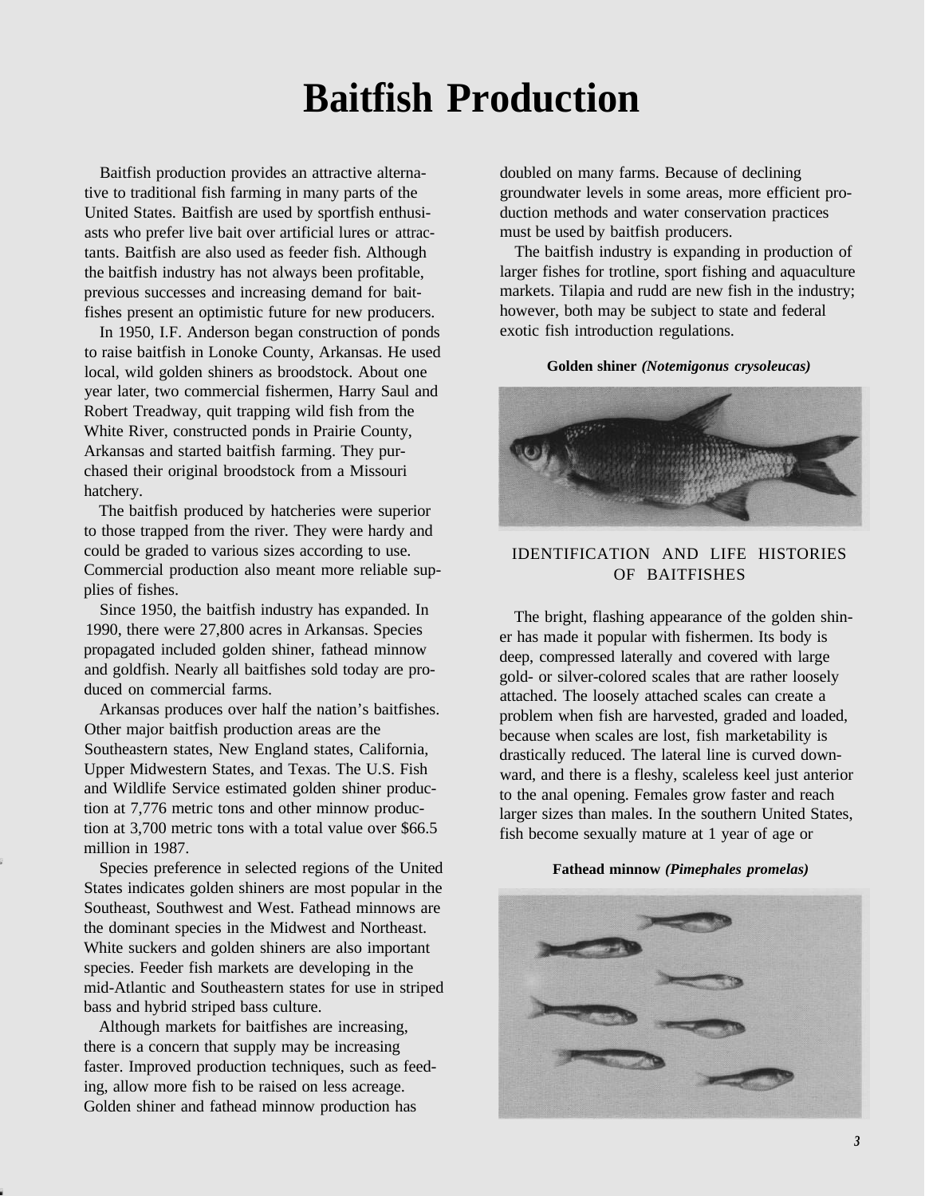# Baitfish Production

Baitfish production provides an attractive alternative to traditional fish farming in many parts of the United States. Baitfish are used by sportfish enthusiasts who prefer live bait over artificial lures or attractants. Baitfish are also used as feeder fish. Although the baitfish industry has not always been profitable, previous successes and increasing demand for baitfishes present an optimistic future for new producers.

In 1950, I.F. Anderson began construction of ponds to raise baitfish in Lonoke County, Arkansas. He used local, wild golden shiners as broodstock. About one year later, two commercial fishermen, Harry Saul and Robert Treadway, quit trapping wild fish from the White River, constructed ponds in Prairie County, Arkansas and started baitfish farming. They purchased their original broodstock from a Missouri hatchery.

The baitfish produced by hatcheries were superior to those trapped from the river. They were hardy and could be graded to various sizes according to use. Commercial production also meant more reliable supplies of fishes.

Since 1950, the baitfish industry has expanded. In 1990, there were 27,800 acres in Arkansas. Species propagated included golden shiner, fathead minnow and goldfish. Nearly all baitfishes sold today are produced on commercial farms.

Arkansas produces over half the nation's baitfishes. Other major baitfish production areas are the Southeastern states, New England states, California, Upper Midwestern States, and Texas. The U.S. Fish and Wildlife Service estimated golden shiner production at 7,776 metric tons and other minnow production at 3,700 metric tons with a total value over $66.5 million in 1987.

Species preference in selected regions of the United States indicates golden shiners are most popular in the Southeast, Southwest and West. Fathead minnows are the dominant species in the Midwest and Northeast. White suckers and golden shiners are also important species. Feeder fish markets are developing in the mid-Atlantic and Southeastern states for use in striped bass and hybrid striped bass culture.

Although markets for baitfishes are increasing, there is a concern that supply may be increasing faster. Improved production techniques, such as feeding, allow more fish to be raised on less acreage. Golden shiner and fathead minnow production has doubled on many farms. Because of declining groundwater levels in some areas, more efficient production methods and water conservation practices must be used by baitfish producers.

The baitfish industry is expanding in production of larger fishes for trotline, sport fishing and aquaculture markets. Tilapia and rudd are new fish in the industry; however, both may be subject to state and federal exotic fish introduction regulations.

**Golden shiner** ***(Notemigonus crysoleucas)***

## IDENTIFICATION AND LIFE HISTORIES OF BAITFISHES

The bright, flashing appearance of the golden shiner has made it popular with fishermen. Its body is deep, compressed laterally and covered with large gold- or silver-colored scales that are rather loosely attached. The loosely attached scales can create a problem when fish are harvested, graded and loaded, because when scales are lost, fish marketability is drastically reduced. The lateral line is curved downward, and there is a fleshy, scaleless keel just anterior to the anal opening. Females grow faster and reach larger sizes than males. In the southern United States, fish become sexually mature at 1 year of age or

**Fathead minnow** ***(Pimephales promelas)***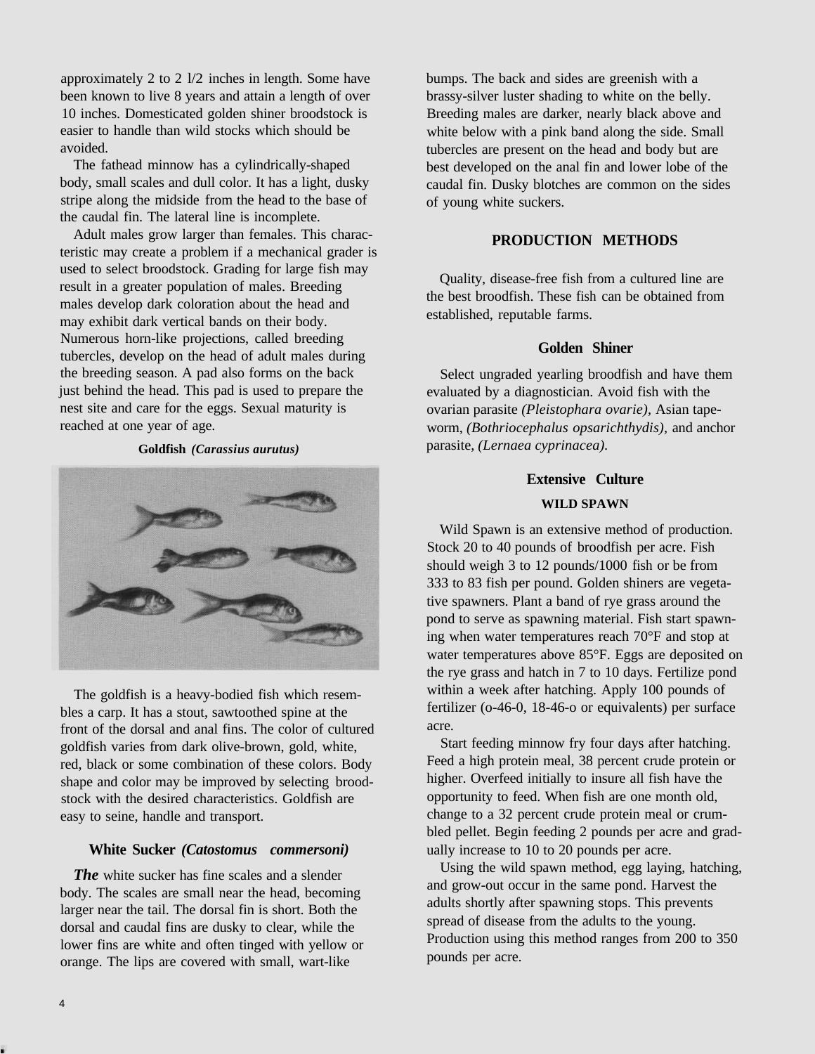approximately 2 to 2 1/2 inches in length. Some have been known to live 8 years and attain a length of over 10 inches. Domesticated golden shiner broodstock is easier to handle than wild stocks which should be avoided.

The fathead minnow has a cylindrically-shaped body, small scales and dull color. It has a light, dusky stripe along the midside from the head to the base of the caudal fin. The lateral line is incomplete.

Adult males grow larger than females. This characteristic may create a problem if a mechanical grader is used to select broodstock. Grading for large fish may result in a greater population of males. Breeding males develop dark coloration about the head and may exhibit dark vertical bands on their body. Numerous horn-like projections, called breeding tubercles, develop on the head of adult males during the breeding season. A pad also forms on the back just behind the head. This pad is used to prepare the nest site and care for the eggs. Sexual maturity is reached at one year of age.

### Goldfish *(Carassius aurutus)*

The goldfish is a heavy-bodied fish which resembles a carp. It has a stout, sawtoothed spine at the front of the dorsal and anal fins. The color of cultured goldfish varies from dark olive-brown, gold, white, red, black or some combination of these colors. Body shape and color may be improved by selecting broodstock with the desired characteristics. Goldfish are easy to seine, handle and transport.

### White Sucker *(Catostomus commersoni)*

The white sucker has fine scales and a slender body. The scales are small near the head, becoming larger near the tail. The dorsal fin is short. Both the dorsal and caudal fins are dusky to clear, while the lower fins are white and often tinged with yellow or orange. The lips are covered with small, wart-like bumps. The back and sides are greenish with a brassy-silver luster shading to white on the belly. Breeding males are darker, nearly black above and white below with a pink band along the side. Small tubercles are present on the head and body but are best developed on the anal fin and lower lobe of the caudal fin. Dusky blotches are common on the sides of young white suckers.

## PRODUCTION METHODS

Quality, disease-free fish from a cultured line are the best broodfish. These fish can be obtained from established, reputable farms.

### Golden Shiner

Select ungraded yearling broodfish and have them evaluated by a diagnostician. Avoid fish with the ovarian parasite *(Pleistophara ovarie),* Asian tapeworm, *(Bothriocephalus opsarichthydis),* and anchor parasite, *(Lernaea cyprinacea).*

### Extensive Culture

#### WILD SPAWN

Wild Spawn is an extensive method of production. Stock 20 to 40 pounds of broodfish per acre. Fish should weigh 3 to 12 pounds/1000 fish or be from 333 to 83 fish per pound. Golden shiners are vegetative spawners. Plant a band of rye grass around the pond to serve as spawning material. Fish start spawning when water temperatures reach 70°F and stop at water temperatures above 85°F. Eggs are deposited on the rye grass and hatch in 7 to 10 days. Fertilize pond within a week after hatching. Apply 100 pounds of fertilizer (o-46-0, 18-46-o or equivalents) per surface acre.

Start feeding minnow fry four days after hatching. Feed a high protein meal, 38 percent crude protein or higher. Overfeed initially to insure all fish have the opportunity to feed. When fish are one month old, change to a 32 percent crude protein meal or crumbled pellet. Begin feeding 2 pounds per acre and gradually increase to 10 to 20 pounds per acre.

Using the wild spawn method, egg laying, hatching, and grow-out occur in the same pond. Harvest the adults shortly after spawning stops. This prevents spread of disease from the adults to the young. Production using this method ranges from 200 to 350 pounds per acre.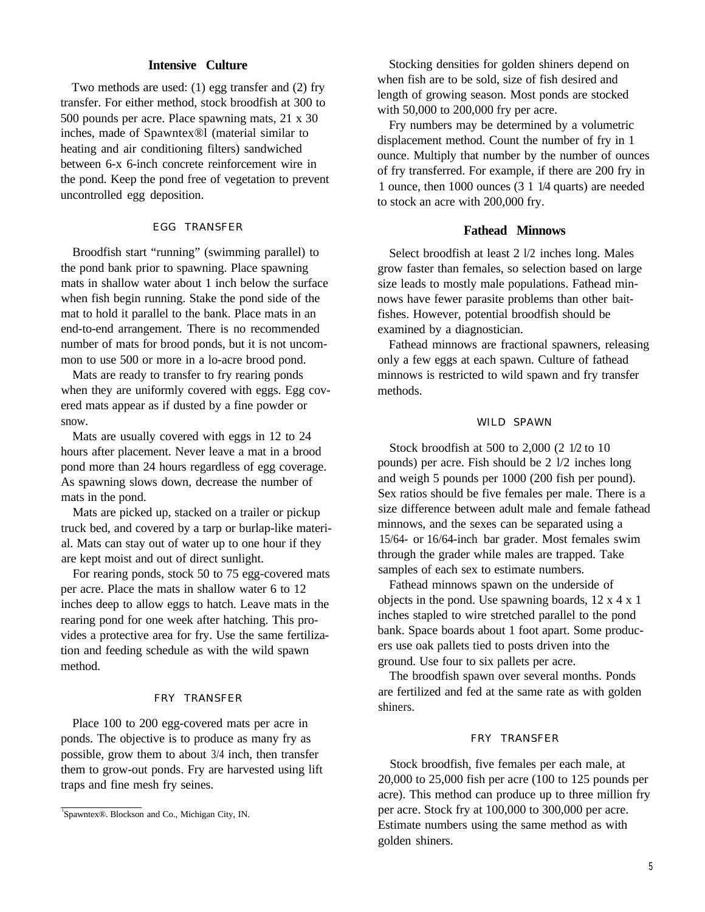## Intensive Culture

Two methods are used: (1) egg transfer and (2) fry transfer. For either method, stock broodfish at 300 to 500 pounds per acre. Place spawning mats, 21 x 30 inches, made of Spawntex®[1] (material similar to heating and air conditioning filters) sandwiched between 6-x 6-inch concrete reinforcement wire in the pond. Keep the pond free of vegetation to prevent uncontrolled egg deposition.

### EGG TRANSFER

Broodfish start "running" (swimming parallel) to the pond bank prior to spawning. Place spawning mats in shallow water about 1 inch below the surface when fish begin running. Stake the pond side of the mat to hold it parallel to the bank. Place mats in an end-to-end arrangement. There is no recommended number of mats for brood ponds, but it is not uncommon to use 500 or more in a lo-acre brood pond.

Mats are ready to transfer to fry rearing ponds when they are uniformly covered with eggs. Egg covered mats appear as if dusted by a fine powder or snow.

Mats are usually covered with eggs in 12 to 24 hours after placement. Never leave a mat in a brood pond more than 24 hours regardless of egg coverage. As spawning slows down, decrease the number of mats in the pond.

Mats are picked up, stacked on a trailer or pickup truck bed, and covered by a tarp or burlap-like material. Mats can stay out of water up to one hour if they are kept moist and out of direct sunlight.

For rearing ponds, stock 50 to 75 egg-covered mats per acre. Place the mats in shallow water 6 to 12 inches deep to allow eggs to hatch. Leave mats in the rearing pond for one week after hatching. This provides a protective area for fry. Use the same fertilization and feeding schedule as with the wild spawn method.

### FRY TRANSFER

Place 100 to 200 egg-covered mats per acre in ponds. The objective is to produce as many fry as possible, grow them to about 3/4 inch, then transfer them to grow-out ponds. Fry are harvested using lift traps and fine mesh fry seines.

[1] Spawntex®. Blockson and Co., Michigan City, IN.

Stocking densities for golden shiners depend on when fish are to be sold, size of fish desired and length of growing season. Most ponds are stocked with 50,000 to 200,000 fry per acre.

Fry numbers may be determined by a volumetric displacement method. Count the number of fry in 1 ounce. Multiply that number by the number of ounces of fry transferred. For example, if there are 200 fry in 1 ounce, then 1000 ounces (3 1 1/4 quarts) are needed to stock an acre with 200,000 fry.

## Fathead Minnows

Select broodfish at least 2 1/2 inches long. Males grow faster than females, so selection based on large size leads to mostly male populations. Fathead minnows have fewer parasite problems than other baitfishes. However, potential broodfish should be examined by a diagnostician.

Fathead minnows are fractional spawners, releasing only a few eggs at each spawn. Culture of fathead minnows is restricted to wild spawn and fry transfer methods.

### WILD SPAWN

Stock broodfish at 500 to 2,000 (2 1/2 to 10 pounds) per acre. Fish should be 2 1/2 inches long and weigh 5 pounds per 1000 (200 fish per pound). Sex ratios should be five females per male. There is a size difference between adult male and female fathead minnows, and the sexes can be separated using a 15/64- or 16/64-inch bar grader. Most females swim through the grader while males are trapped. Take samples of each sex to estimate numbers.

Fathead minnows spawn on the underside of objects in the pond. Use spawning boards, 12 x 4 x 1 inches stapled to wire stretched parallel to the pond bank. Space boards about 1 foot apart. Some producers use oak pallets tied to posts driven into the ground. Use four to six pallets per acre.

The broodfish spawn over several months. Ponds are fertilized and fed at the same rate as with golden shiners.

### FRY TRANSFER

Stock broodfish, five females per each male, at 20,000 to 25,000 fish per acre (100 to 125 pounds per acre). This method can produce up to three million fry per acre. Stock fry at 100,000 to 300,000 per acre. Estimate numbers using the same method as with golden shiners.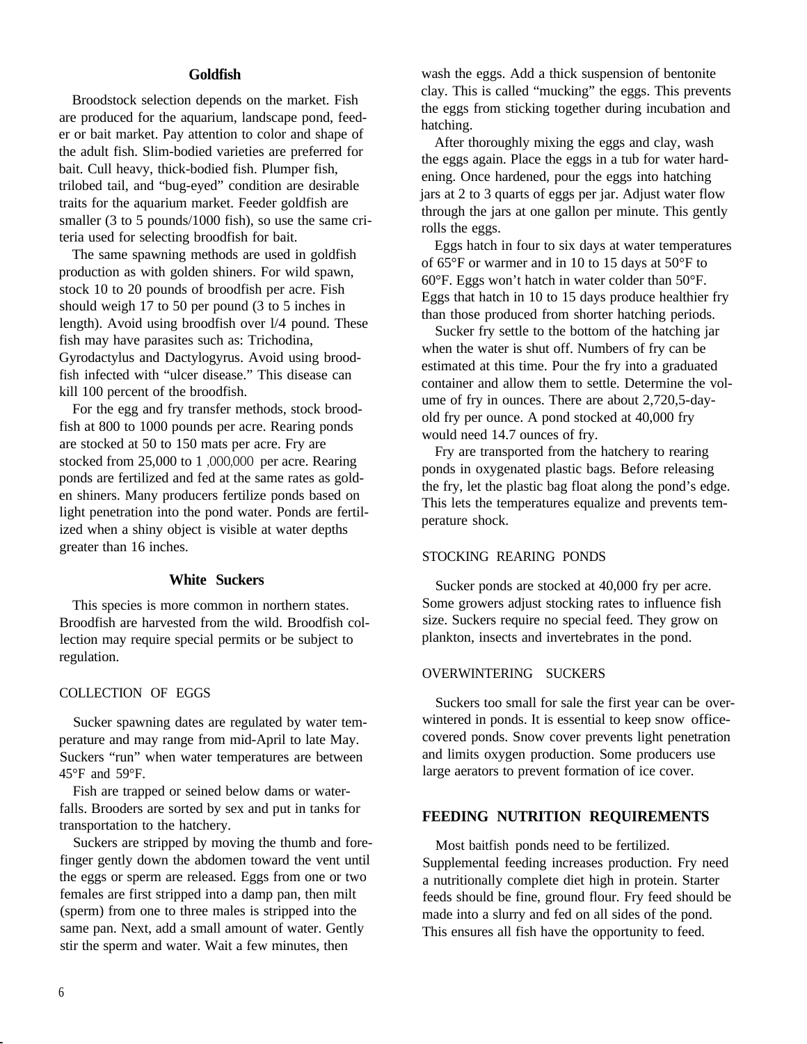## Goldfish

Broodstock selection depends on the market. Fish are produced for the aquarium, landscape pond, feeder or bait market. Pay attention to color and shape of the adult fish. Slim-bodied varieties are preferred for bait. Cull heavy, thick-bodied fish. Plumper fish, trilobed tail, and "bug-eyed" condition are desirable traits for the aquarium market. Feeder goldfish are smaller (3 to 5 pounds/1000 fish), so use the same criteria used for selecting broodfish for bait.

The same spawning methods are used in goldfish production as with golden shiners. For wild spawn, stock 10 to 20 pounds of broodfish per acre. Fish should weigh 17 to 50 per pound (3 to 5 inches in length). Avoid using broodfish over l/4 pound. These fish may have parasites such as: Trichodina, Gyrodactylus and Dactylogyrus. Avoid using broodfish infected with "ulcer disease." This disease can kill 100 percent of the broodfish.

For the egg and fry transfer methods, stock broodfish at 800 to 1000 pounds per acre. Rearing ponds are stocked at 50 to 150 mats per acre. Fry are stocked from 25,000 to 1 ,000,000 per acre. Rearing ponds are fertilized and fed at the same rates as golden shiners. Many producers fertilize ponds based on light penetration into the pond water. Ponds are fertilized when a shiny object is visible at water depths greater than 16 inches.

## White Suckers

This species is more common in northern states. Broodfish are harvested from the wild. Broodfish collection may require special permits or be subject to regulation.

### COLLECTION OF EGGS

Sucker spawning dates are regulated by water temperature and may range from mid-April to late May. Suckers "run" when water temperatures are between 45°F and 59°F.

Fish are trapped or seined below dams or waterfalls. Brooders are sorted by sex and put in tanks for transportation to the hatchery.

Suckers are stripped by moving the thumb and forefinger gently down the abdomen toward the vent until the eggs or sperm are released. Eggs from one or two females are first stripped into a damp pan, then milt (sperm) from one to three males is stripped into the same pan. Next, add a small amount of water. Gently stir the sperm and water. Wait a few minutes, then wash the eggs. Add a thick suspension of bentonite clay. This is called "mucking" the eggs. This prevents the eggs from sticking together during incubation and hatching.

After thoroughly mixing the eggs and clay, wash the eggs again. Place the eggs in a tub for water hardening. Once hardened, pour the eggs into hatching jars at 2 to 3 quarts of eggs per jar. Adjust water flow through the jars at one gallon per minute. This gently rolls the eggs.

Eggs hatch in four to six days at water temperatures of 65°F or warmer and in 10 to 15 days at 50°F to 60°F. Eggs won't hatch in water colder than 50°F. Eggs that hatch in 10 to 15 days produce healthier fry than those produced from shorter hatching periods.

Sucker fry settle to the bottom of the hatching jar when the water is shut off. Numbers of fry can be estimated at this time. Pour the fry into a graduated container and allow them to settle. Determine the volume of fry in ounces. There are about 2,720,5-day-old fry per ounce. A pond stocked at 40,000 fry would need 14.7 ounces of fry.

Fry are transported from the hatchery to rearing ponds in oxygenated plastic bags. Before releasing the fry, let the plastic bag float along the pond's edge. This lets the temperatures equalize and prevents temperature shock.

### STOCKING REARING PONDS

Sucker ponds are stocked at 40,000 fry per acre. Some growers adjust stocking rates to influence fish size. Suckers require no special feed. They grow on plankton, insects and invertebrates in the pond.

### OVERWINTERING SUCKERS

Suckers too small for sale the first year can be overwintered in ponds. It is essential to keep snow office-covered ponds. Snow cover prevents light penetration and limits oxygen production. Some producers use large aerators to prevent formation of ice cover.

## FEEDING NUTRITION REQUIREMENTS

Most baitfish ponds need to be fertilized. Supplemental feeding increases production. Fry need a nutritionally complete diet high in protein. Starter feeds should be fine, ground flour. Fry feed should be made into a slurry and fed on all sides of the pond. This ensures all fish have the opportunity to feed.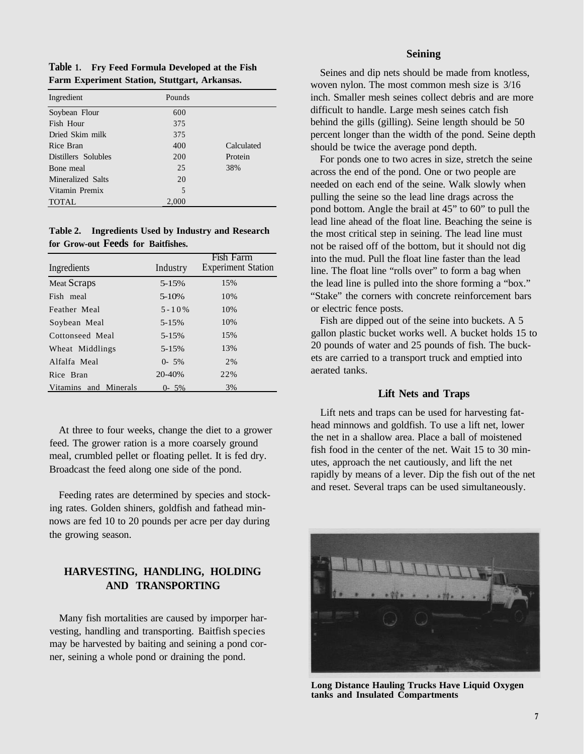**Table 1. Fry Feed Formula Developed at the Fish Farm Experiment Station, Stuttgart, Arkansas.**

| Ingredient | Pounds | |
|---|---|---|
| Soybean Flour | 600 | |
| Fish Hour | 375 | |
| Dried Skim milk | 375 | |
| Rice Bran | 400 | Calculated |
| Distillers Solubles | 200 | Protein |
| Bone meal | 25 | 38% |
| Mineralized Salts | 20 | |
| Vitamin Premix | 5 | |
| TOTAL | 2,000 | |

**Table 2. Ingredients Used by Industry and Research for Grow-out Feeds for Baitfishes.**

| Ingredients | Industry | Fish Farm Experiment Station |
|---|---|---|
| Meat Scraps | 5-15% | 15% |
| Fish meal | 5-10% | 10% |
| Feather Meal | 5-10% | 10% |
| Soybean Meal | 5-15% | 10% |
| Cottonseed Meal | 5-15% | 15% |
| Wheat Middlings | 5-15% | 13% |
| Alfalfa Meal | 0- 5% | 2% |
| Rice Bran | 20-40% | 22% |
| Vitamins and Minerals | 0- 5% | 3% |

At three to four weeks, change the diet to a grower feed. The grower ration is a more coarsely ground meal, crumbled pellet or floating pellet. It is fed dry. Broadcast the feed along one side of the pond.

Feeding rates are determined by species and stocking rates. Golden shiners, goldfish and fathead minnows are fed 10 to 20 pounds per acre per day during the growing season.

## HARVESTING, HANDLING, HOLDING AND TRANSPORTING

Many fish mortalities are caused by imporper harvesting, handling and transporting. Baitfish species may be harvested by baiting and seining a pond corner, seining a whole pond or draining the pond.

### Seining

Seines and dip nets should be made from knotless, woven nylon. The most common mesh size is 3/16 inch. Smaller mesh seines collect debris and are more difficult to handle. Large mesh seines catch fish behind the gills (gilling). Seine length should be 50 percent longer than the width of the pond. Seine depth should be twice the average pond depth.

For ponds one to two acres in size, stretch the seine across the end of the pond. One or two people are needed on each end of the seine. Walk slowly when pulling the seine so the lead line drags across the pond bottom. Angle the brail at 45" to 60" to pull the lead line ahead of the float line. Beaching the seine is the most critical step in seining. The lead line must not be raised off of the bottom, but it should not dig into the mud. Pull the float line faster than the lead line. The float line "rolls over" to form a bag when the lead line is pulled into the shore forming a "box." "Stake" the corners with concrete reinforcement bars or electric fence posts.

Fish are dipped out of the seine into buckets. A 5 gallon plastic bucket works well. A bucket holds 15 to 20 pounds of water and 25 pounds of fish. The buckets are carried to a transport truck and emptied into aerated tanks.

### Lift Nets and Traps

Lift nets and traps can be used for harvesting fathead minnows and goldfish. To use a lift net, lower the net in a shallow area. Place a ball of moistened fish food in the center of the net. Wait 15 to 30 minutes, approach the net cautiously, and lift the net rapidly by means of a lever. Dip the fish out of the net and reset. Several traps can be used simultaneously.

**Long Distance Hauling Trucks Have Liquid Oxygen tanks and Insulated Compartments**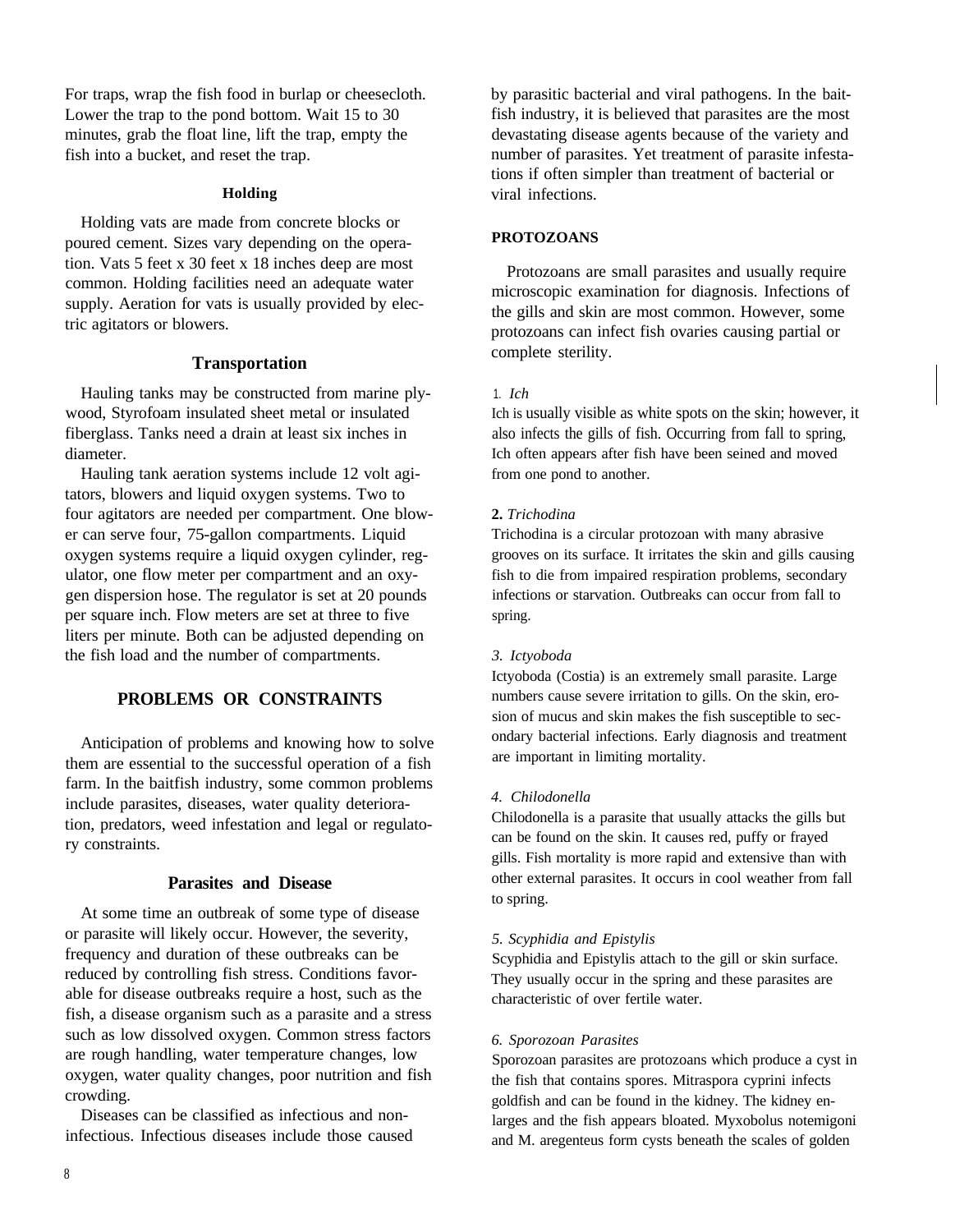For traps, wrap the fish food in burlap or cheesecloth. Lower the trap to the pond bottom. Wait 15 to 30 minutes, grab the float line, lift the trap, empty the fish into a bucket, and reset the trap.

#### Holding

Holding vats are made from concrete blocks or poured cement. Sizes vary depending on the operation. Vats 5 feet x 30 feet x 18 inches deep are most common. Holding facilities need an adequate water supply. Aeration for vats is usually provided by electric agitators or blowers.

### Transportation

Hauling tanks may be constructed from marine plywood, Styrofoam insulated sheet metal or insulated fiberglass. Tanks need a drain at least six inches in diameter.

Hauling tank aeration systems include 12 volt agitators, blowers and liquid oxygen systems. Two to four agitators are needed per compartment. One blower can serve four, 75-gallon compartments. Liquid oxygen systems require a liquid oxygen cylinder, regulator, one flow meter per compartment and an oxygen dispersion hose. The regulator is set at 20 pounds per square inch. Flow meters are set at three to five liters per minute. Both can be adjusted depending on the fish load and the number of compartments.

## PROBLEMS OR CONSTRAINTS

Anticipation of problems and knowing how to solve them are essential to the successful operation of a fish farm. In the baitfish industry, some common problems include parasites, diseases, water quality deterioration, predators, weed infestation and legal or regulatory constraints.

### Parasites and Disease

At some time an outbreak of some type of disease or parasite will likely occur. However, the severity, frequency and duration of these outbreaks can be reduced by controlling fish stress. Conditions favorable for disease outbreaks require a host, such as the fish, a disease organism such as a parasite and a stress such as low dissolved oxygen. Common stress factors are rough handling, water temperature changes, low oxygen, water quality changes, poor nutrition and fish crowding.

Diseases can be classified as infectious and non-infectious. Infectious diseases include those caused by parasitic bacterial and viral pathogens. In the baitfish industry, it is believed that parasites are the most devastating disease agents because of the variety and number of parasites. Yet treatment of parasite infestations if often simpler than treatment of bacterial or viral infections.

#### PROTOZOANS

Protozoans are small parasites and usually require microscopic examination for diagnosis. Infections of the gills and skin are most common. However, some protozoans can infect fish ovaries causing partial or complete sterility.

1. *Ich*

Ich is usually visible as white spots on the skin; however, it also infects the gills of fish. Occurring from fall to spring, Ich often appears after fish have been seined and moved from one pond to another.

**2.** *Trichodina*

Trichodina is a circular protozoan with many abrasive grooves on its surface. It irritates the skin and gills causing fish to die from impaired respiration problems, secondary infections or starvation. Outbreaks can occur from fall to spring.

*3. Ictyoboda*

Ictyoboda (Costia) is an extremely small parasite. Large numbers cause severe irritation to gills. On the skin, erosion of mucus and skin makes the fish susceptible to secondary bacterial infections. Early diagnosis and treatment are important in limiting mortality.

*4. Chilodonella*

Chilodonella is a parasite that usually attacks the gills but can be found on the skin. It causes red, puffy or frayed gills. Fish mortality is more rapid and extensive than with other external parasites. It occurs in cool weather from fall to spring.

*5. Scyphidia and Epistylis*

Scyphidia and Epistylis attach to the gill or skin surface. They usually occur in the spring and these parasites are characteristic of over fertile water.

*6. Sporozoan Parasites*

Sporozoan parasites are protozoans which produce a cyst in the fish that contains spores. Mitraspora cyprini infects goldfish and can be found in the kidney. The kidney enlarges and the fish appears bloated. Myxobolus notemigoni and M. aregenteus form cysts beneath the scales of golden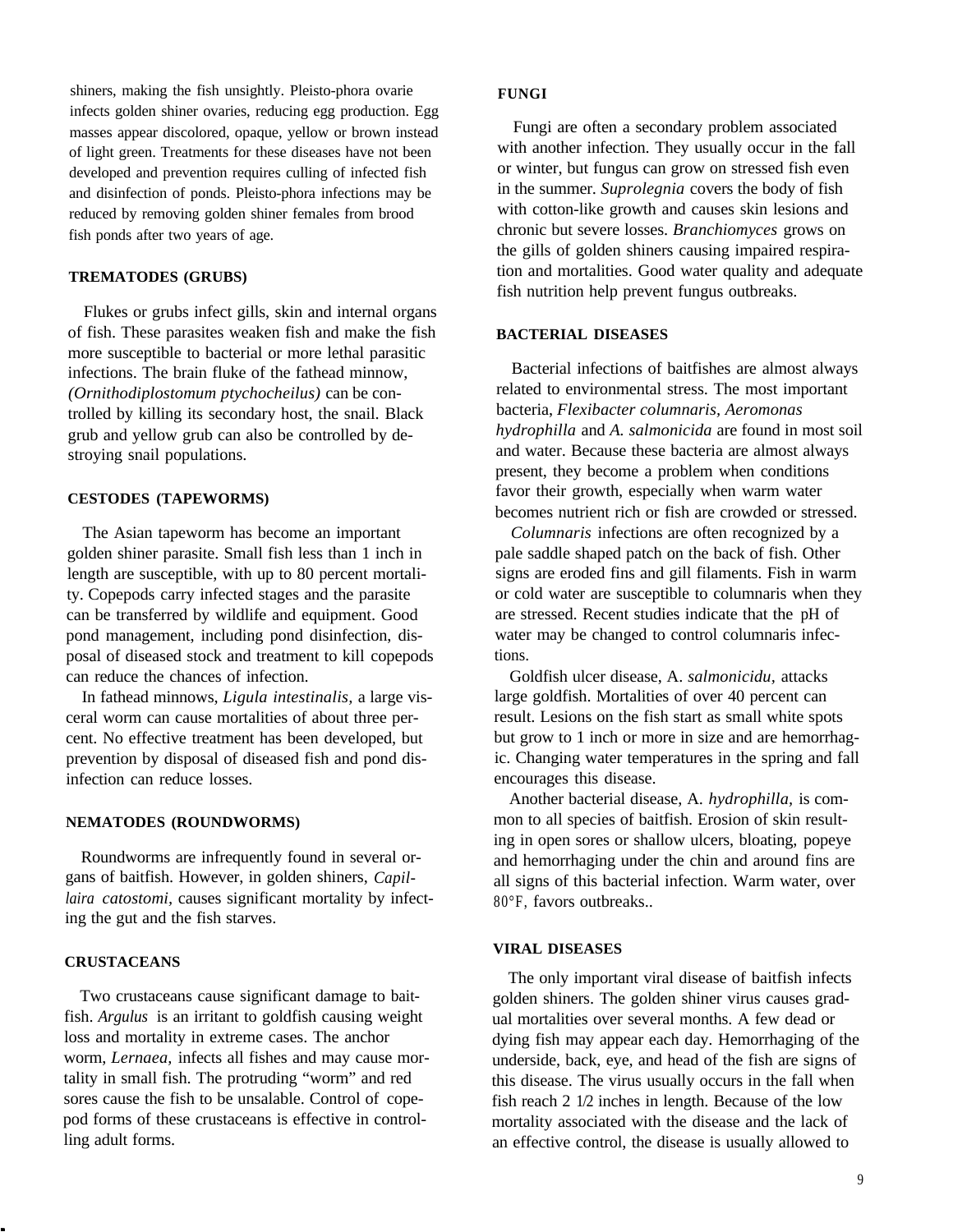shiners, making the fish unsightly. Pleisto-phora ovarie infects golden shiner ovaries, reducing egg production. Egg masses appear discolored, opaque, yellow or brown instead of light green. Treatments for these diseases have not been developed and prevention requires culling of infected fish and disinfection of ponds. Pleisto-phora infections may be reduced by removing golden shiner females from brood fish ponds after two years of age.

### TREMATODES (GRUBS)

Flukes or grubs infect gills, skin and internal organs of fish. These parasites weaken fish and make the fish more susceptible to bacterial or more lethal parasitic infections. The brain fluke of the fathead minnow, *(Ornithodiplostomum ptychocheilus)* can be controlled by killing its secondary host, the snail. Black grub and yellow grub can also be controlled by destroying snail populations.

### CESTODES (TAPEWORMS)

The Asian tapeworm has become an important golden shiner parasite. Small fish less than 1 inch in length are susceptible, with up to 80 percent mortality. Copepods carry infected stages and the parasite can be transferred by wildlife and equipment. Good pond management, including pond disinfection, disposal of diseased stock and treatment to kill copepods can reduce the chances of infection.

In fathead minnows, *Ligula intestinalis,* a large visceral worm can cause mortalities of about three percent. No effective treatment has been developed, but prevention by disposal of diseased fish and pond disinfection can reduce losses.

### NEMATODES (ROUNDWORMS)

Roundworms are infrequently found in several organs of baitfish. However, in golden shiners, *Capillaira catostomi,* causes significant mortality by infecting the gut and the fish starves.

### CRUSTACEANS

Two crustaceans cause significant damage to baitfish. *Argulus* is an irritant to goldfish causing weight loss and mortality in extreme cases. The anchor worm, *Lernaea,* infects all fishes and may cause mortality in small fish. The protruding "worm" and red sores cause the fish to be unsalable. Control of copepod forms of these crustaceans is effective in controlling adult forms.

### FUNGI

Fungi are often a secondary problem associated with another infection. They usually occur in the fall or winter, but fungus can grow on stressed fish even in the summer. *Suprolegnia* covers the body of fish with cotton-like growth and causes skin lesions and chronic but severe losses. *Branchiomyces* grows on the gills of golden shiners causing impaired respiration and mortalities. Good water quality and adequate fish nutrition help prevent fungus outbreaks.

### BACTERIAL DISEASES

Bacterial infections of baitfishes are almost always related to environmental stress. The most important bacteria, *Flexibacter columnaris, Aeromonas hydrophilla* and *A. salmonicida* are found in most soil and water. Because these bacteria are almost always present, they become a problem when conditions favor their growth, especially when warm water becomes nutrient rich or fish are crowded or stressed.

*Columnaris* infections are often recognized by a pale saddle shaped patch on the back of fish. Other signs are eroded fins and gill filaments. Fish in warm or cold water are susceptible to columnaris when they are stressed. Recent studies indicate that the pH of water may be changed to control columnaris infections.

Goldfish ulcer disease, A. *salmonicidu,* attacks large goldfish. Mortalities of over 40 percent can result. Lesions on the fish start as small white spots but grow to 1 inch or more in size and are hemorrhagic. Changing water temperatures in the spring and fall encourages this disease.

Another bacterial disease, A. *hydrophilla,* is common to all species of baitfish. Erosion of skin resulting in open sores or shallow ulcers, bloating, popeye and hemorrhaging under the chin and around fins are all signs of this bacterial infection. Warm water, over 80°F, favors outbreaks..

### VIRAL DISEASES

The only important viral disease of baitfish infects golden shiners. The golden shiner virus causes gradual mortalities over several months. A few dead or dying fish may appear each day. Hemorrhaging of the underside, back, eye, and head of the fish are signs of this disease. The virus usually occurs in the fall when fish reach 2 1/2 inches in length. Because of the low mortality associated with the disease and the lack of an effective control, the disease is usually allowed to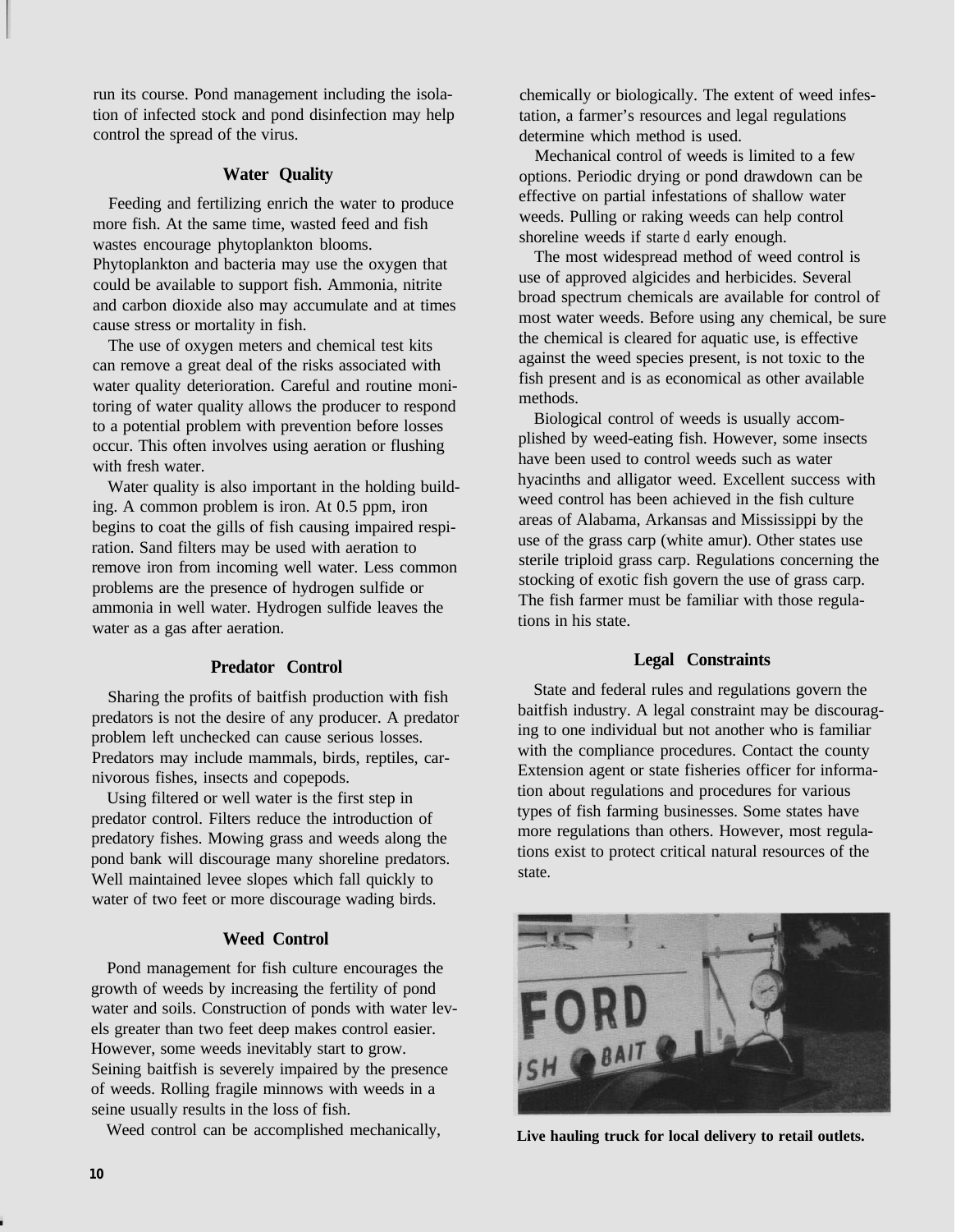run its course. Pond management including the isolation of infected stock and pond disinfection may help control the spread of the virus.

### Water Quality

Feeding and fertilizing enrich the water to produce more fish. At the same time, wasted feed and fish wastes encourage phytoplankton blooms. Phytoplankton and bacteria may use the oxygen that could be available to support fish. Ammonia, nitrite and carbon dioxide also may accumulate and at times cause stress or mortality in fish.

The use of oxygen meters and chemical test kits can remove a great deal of the risks associated with water quality deterioration. Careful and routine monitoring of water quality allows the producer to respond to a potential problem with prevention before losses occur. This often involves using aeration or flushing with fresh water.

Water quality is also important in the holding building. A common problem is iron. At 0.5 ppm, iron begins to coat the gills of fish causing impaired respiration. Sand filters may be used with aeration to remove iron from incoming well water. Less common problems are the presence of hydrogen sulfide or ammonia in well water. Hydrogen sulfide leaves the water as a gas after aeration.

### Predator Control

Sharing the profits of baitfish production with fish predators is not the desire of any producer. A predator problem left unchecked can cause serious losses. Predators may include mammals, birds, reptiles, carnivorous fishes, insects and copepods.

Using filtered or well water is the first step in predator control. Filters reduce the introduction of predatory fishes. Mowing grass and weeds along the pond bank will discourage many shoreline predators. Well maintained levee slopes which fall quickly to water of two feet or more discourage wading birds.

### Weed Control

Pond management for fish culture encourages the growth of weeds by increasing the fertility of pond water and soils. Construction of ponds with water levels greater than two feet deep makes control easier. However, some weeds inevitably start to grow. Seining baitfish is severely impaired by the presence of weeds. Rolling fragile minnows with weeds in a seine usually results in the loss of fish.

Weed control can be accomplished mechanically, chemically or biologically. The extent of weed infestation, a farmer's resources and legal regulations determine which method is used.

Mechanical control of weeds is limited to a few options. Periodic drying or pond drawdown can be effective on partial infestations of shallow water weeds. Pulling or raking weeds can help control shoreline weeds if started early enough.

The most widespread method of weed control is use of approved algicides and herbicides. Several broad spectrum chemicals are available for control of most water weeds. Before using any chemical, be sure the chemical is cleared for aquatic use, is effective against the weed species present, is not toxic to the fish present and is as economical as other available methods.

Biological control of weeds is usually accomplished by weed-eating fish. However, some insects have been used to control weeds such as water hyacinths and alligator weed. Excellent success with weed control has been achieved in the fish culture areas of Alabama, Arkansas and Mississippi by the use of the grass carp (white amur). Other states use sterile triploid grass carp. Regulations concerning the stocking of exotic fish govern the use of grass carp. The fish farmer must be familiar with those regulations in his state.

### Legal Constraints

State and federal rules and regulations govern the baitfish industry. A legal constraint may be discouraging to one individual but not another who is familiar with the compliance procedures. Contact the county Extension agent or state fisheries officer for information about regulations and procedures for various types of fish farming businesses. Some states have more regulations than others. However, most regulations exist to protect critical natural resources of the state.

**Live hauling truck for local delivery to retail outlets.**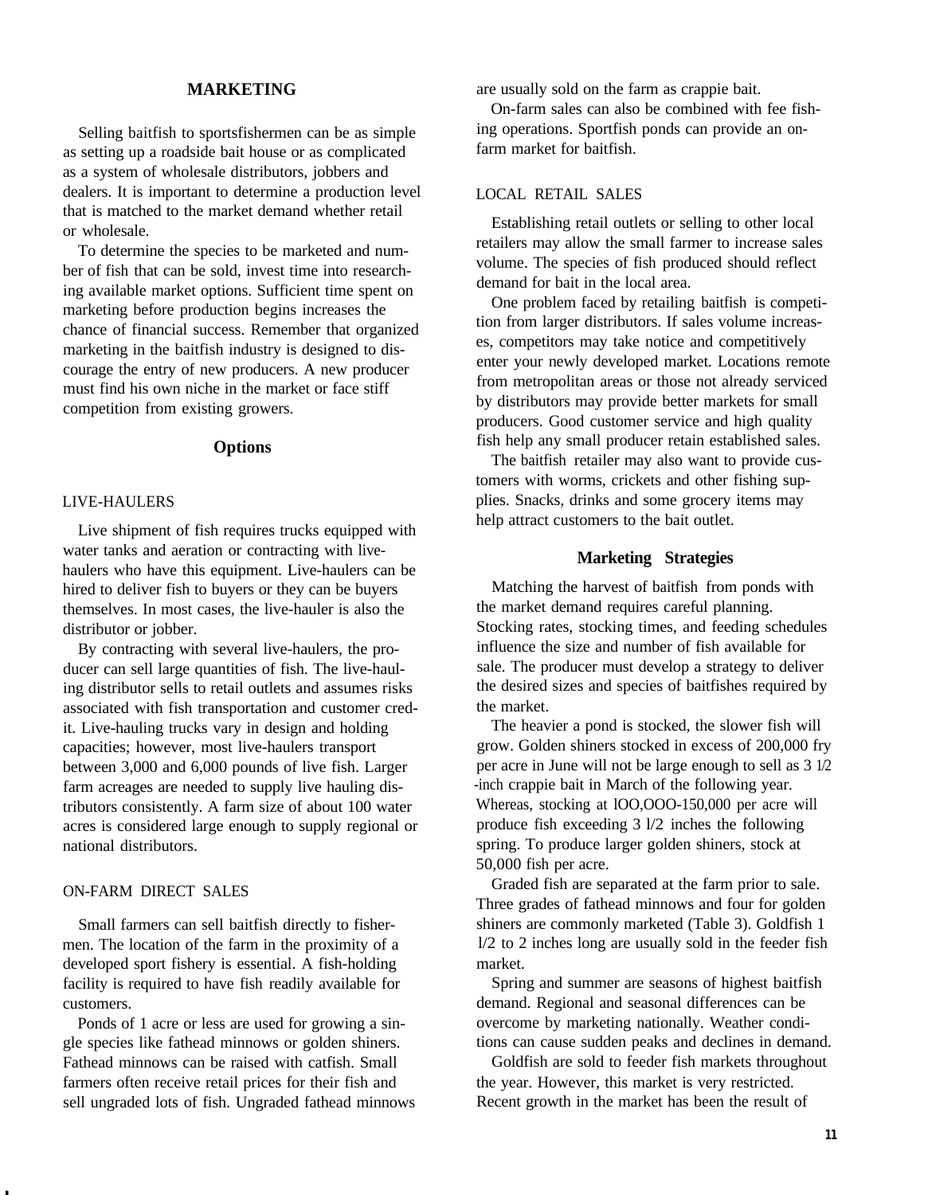## MARKETING

Selling baitfish to sportsfishermen can be as simple as setting up a roadside bait house or as complicated as a system of wholesale distributors, jobbers and dealers. It is important to determine a production level that is matched to the market demand whether retail or wholesale.

To determine the species to be marketed and number of fish that can be sold, invest time into researching available market options. Sufficient time spent on marketing before production begins increases the chance of financial success. Remember that organized marketing in the baitfish industry is designed to discourage the entry of new producers. A new producer must find his own niche in the market or face stiff competition from existing growers.

### Options

#### LIVE-HAULERS

Live shipment of fish requires trucks equipped with water tanks and aeration or contracting with live-haulers who have this equipment. Live-haulers can be hired to deliver fish to buyers or they can be buyers themselves. In most cases, the live-hauler is also the distributor or jobber.

By contracting with several live-haulers, the producer can sell large quantities of fish. The live-hauling distributor sells to retail outlets and assumes risks associated with fish transportation and customer credit. Live-hauling trucks vary in design and holding capacities; however, most live-haulers transport between 3,000 and 6,000 pounds of live fish. Larger farm acreages are needed to supply live hauling distributors consistently. A farm size of about 100 water acres is considered large enough to supply regional or national distributors.

#### ON-FARM DIRECT SALES

Small farmers can sell baitfish directly to fishermen. The location of the farm in the proximity of a developed sport fishery is essential. A fish-holding facility is required to have fish readily available for customers.

Ponds of 1 acre or less are used for growing a single species like fathead minnows or golden shiners. Fathead minnows can be raised with catfish. Small farmers often receive retail prices for their fish and sell ungraded lots of fish. Ungraded fathead minnows are usually sold on the farm as crappie bait.

On-farm sales can also be combined with fee fishing operations. Sportfish ponds can provide an on-farm market for baitfish.

#### LOCAL RETAIL SALES

Establishing retail outlets or selling to other local retailers may allow the small farmer to increase sales volume. The species of fish produced should reflect demand for bait in the local area.

One problem faced by retailing baitfish is competition from larger distributors. If sales volume increases, competitors may take notice and competitively enter your newly developed market. Locations remote from metropolitan areas or those not already serviced by distributors may provide better markets for small producers. Good customer service and high quality fish help any small producer retain established sales.

The baitfish retailer may also want to provide customers with worms, crickets and other fishing supplies. Snacks, drinks and some grocery items may help attract customers to the bait outlet.

### Marketing Strategies

Matching the harvest of baitfish from ponds with the market demand requires careful planning. Stocking rates, stocking times, and feeding schedules influence the size and number of fish available for sale. The producer must develop a strategy to deliver the desired sizes and species of baitfishes required by the market.

The heavier a pond is stocked, the slower fish will grow. Golden shiners stocked in excess of 200,000 fry per acre in June will not be large enough to sell as 3 1/2-inch crappie bait in March of the following year. Whereas, stocking at 100,000-150,000 per acre will produce fish exceeding 3 1/2 inches the following spring. To produce larger golden shiners, stock at 50,000 fish per acre.

Graded fish are separated at the farm prior to sale. Three grades of fathead minnows and four for golden shiners are commonly marketed (Table 3). Goldfish 1 1/2 to 2 inches long are usually sold in the feeder fish market.

Spring and summer are seasons of highest baitfish demand. Regional and seasonal differences can be overcome by marketing nationally. Weather conditions can cause sudden peaks and declines in demand.

Goldfish are sold to feeder fish markets throughout the year. However, this market is very restricted. Recent growth in the market has been the result of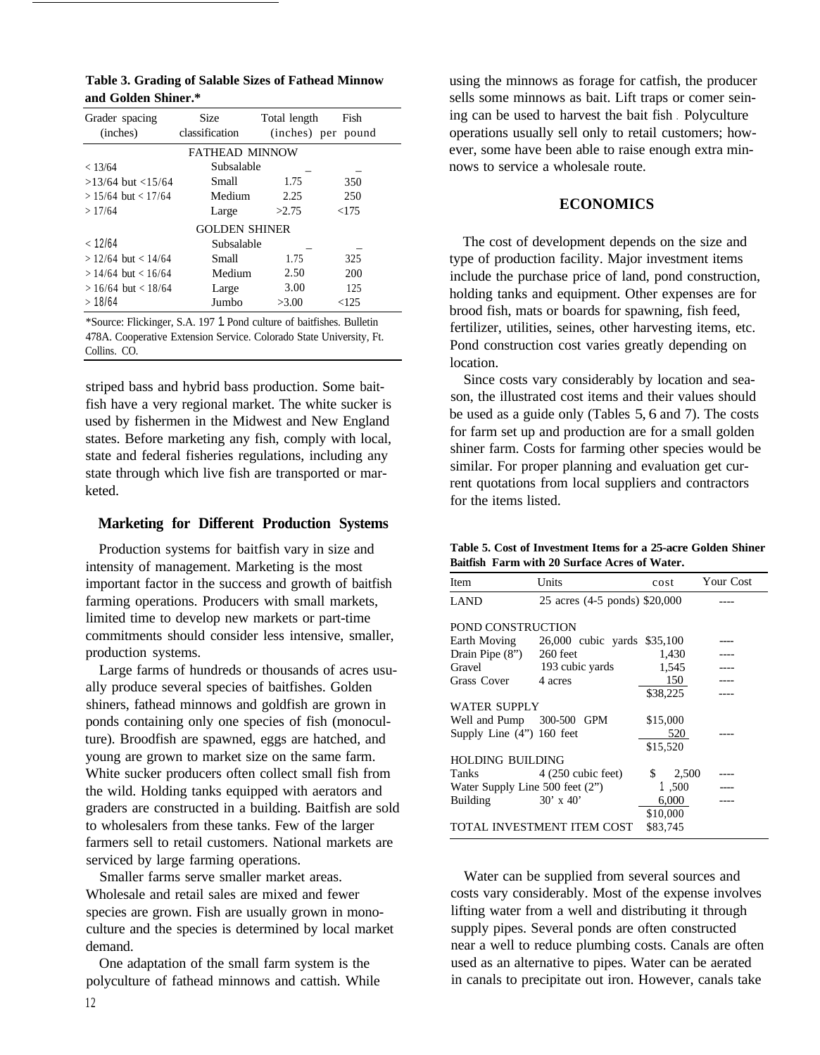**Table 3. Grading of Salable Sizes of Fathead Minnow and Golden Shiner.***

| Grader spacing (inches) | Size classification | Total length (inches) | Fish per pound |
|---|---|---|---|
| FATHEAD MINNOW | | | |
| < 13/64 | Subsalable | _ | _ |
| >13/64 but <15/64 | Small | 1.75 | 350 |
| > 15/64 but < 17/64 | Medium | 2.25 | 250 |
| > 17/64 | Large | >2.75 | <175 |
| GOLDEN SHINER | | | |
| < 12/64 | Subsalable | _ | _ |
| > 12/64 but < 14/64 | Small | 1.75 | 325 |
| > 14/64 but < 16/64 | Medium | 2.50 | 200 |
| > 16/64 but < 18/64 | Large | 3.00 | 125 |
| > 18/64 | Jumbo | >3.00 | <125 |

*Source: Flickinger, S.A. 1971. Pond culture of baitfishes. Bulletin 478A. Cooperative Extension Service. Colorado State University, Ft. Collins. CO.

striped bass and hybrid bass production. Some baitfish have a very regional market. The white sucker is used by fishermen in the Midwest and New England states. Before marketing any fish, comply with local, state and federal fisheries regulations, including any state through which live fish are transported or marketed.

### Marketing for Different Production Systems

Production systems for baitfish vary in size and intensity of management. Marketing is the most important factor in the success and growth of baitfish farming operations. Producers with small markets, limited time to develop new markets or part-time commitments should consider less intensive, smaller, production systems.

Large farms of hundreds or thousands of acres usually produce several species of baitfishes. Golden shiners, fathead minnows and goldfish are grown in ponds containing only one species of fish (monoculture). Broodfish are spawned, eggs are hatched, and young are grown to market size on the same farm. White sucker producers often collect small fish from the wild. Holding tanks equipped with aerators and graders are constructed in a building. Baitfish are sold to wholesalers from these tanks. Few of the larger farmers sell to retail customers. National markets are serviced by large farming operations.

Smaller farms serve smaller market areas. Wholesale and retail sales are mixed and fewer species are grown. Fish are usually grown in monoculture and the species is determined by local market demand.

One adaptation of the small farm system is the polyculture of fathead minnows and cattish. While using the minnows as forage for catfish, the producer sells some minnows as bait. Lift traps or comer seining can be used to harvest the bait fish. Polyculture operations usually sell only to retail customers; however, some have been able to raise enough extra minnows to service a wholesale route.

## ECONOMICS

The cost of development depends on the size and type of production facility. Major investment items include the purchase price of land, pond construction, holding tanks and equipment. Other expenses are for brood fish, mats or boards for spawning, fish feed, fertilizer, utilities, seines, other harvesting items, etc. Pond construction cost varies greatly depending on location.

Since costs vary considerably by location and season, the illustrated cost items and their values should be used as a guide only (Tables 5, 6 and 7). The costs for farm set up and production are for a small golden shiner farm. Costs for farming other species would be similar. For proper planning and evaluation get current quotations from local suppliers and contractors for the items listed.

**Table 5. Cost of Investment Items for a 25-acre Golden Shiner Baitfish Farm with 20 Surface Acres of Water.**

| Item | Units | cost | Your Cost |
|---|---|---|---|
| LAND | 25 acres (4-5 ponds) | $20,000 | ---- |
| POND CONSTRUCTION | | | |
| Earth Moving | 26,000 cubic yards | $35,100 | ---- |
| Drain Pipe (8") | 260 feet | 1,430 | ---- |
| Gravel | 193 cubic yards | 1,545 | ---- |
| Grass Cover | 4 acres | 150 | ---- |
| | | $38,225 | ---- |
| WATER SUPPLY | | | |
| Well and Pump | 300-500 GPM | $15,000 | |
| Supply Line (4") | 160 feet | 520 | ---- |
| | | $15,520 | |
| HOLDING BUILDING | | | |
| Tanks | 4 (250 cubic feet) | $ 2,500 | ---- |
| Water Supply Line | 500 feet (2") | 1,500 | ---- |
| Building | 30' x 40' | 6,000 | ---- |
| | | $10,000 | |
| TOTAL INVESTMENT ITEM COST | | $83,745 | |

Water can be supplied from several sources and costs vary considerably. Most of the expense involves lifting water from a well and distributing it through supply pipes. Several ponds are often constructed near a well to reduce plumbing costs. Canals are often used as an alternative to pipes. Water can be aerated in canals to precipitate out iron. However, canals take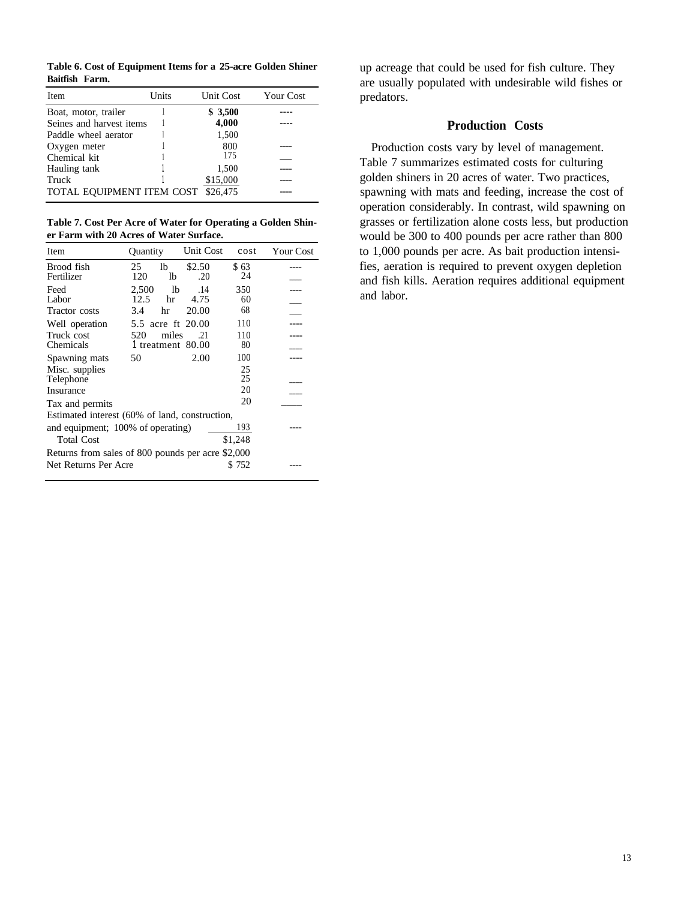**Table 6. Cost of Equipment Items for a 25-acre Golden Shiner Baitfish Farm.**

| Item | Units | Unit Cost | Your Cost |
|---|---|---|---|
| Boat, motor, trailer | 1 | $ 3,500 | ---- |
| Seines and harvest items | 1 | 4,000 | ---- |
| Paddle wheel aerator | 1 | 1,500 | |
| Oxygen meter | 1 | 800 | ---- |
| Chemical kit | 1 | 175 | ___ |
| Hauling tank | 1 | 1,500 | ---- |
| Truck | 1 | $15,000 | ---- |
| TOTAL EQUIPMENT ITEM COST | | $26,475 | ---- |

**Table 7. Cost Per Acre of Water for Operating a Golden Shiner Farm with 20 Acres of Water Surface.**

| Item | Quantity | Unit Cost | cost | Your Cost |
|---|---|---|---|---|
| Brood fish | 25 lb | $2.50 | $ 63 | ---- |
| Fertilizer | 120 lb | .20 | 24 | ___ |
| Feed | 2,500 lb | .14 | 350 | ---- |
| Labor | 12.5 hr | 4.75 | 60 | ---- |
| Tractor costs | 3.4 hr | 20.00 | 68 | ___ |
| Well operation | 5.5 acre ft | 20.00 | 110 | ---- |
| Truck cost | 520 miles | .21 | 110 | ---- |
| Chemicals | 1 treatment | 80.00 | 80 | ___ |
| Spawning mats | 50 | 2.00 | 100 | ---- |
| Misc. supplies | | | 25 | |
| Telephone | | | 25 | ___ |
| Insurance | | | 20 | ___ |
| Tax and permits | | | 20 | ____ |
| Estimated interest (60% of land, construction, and equipment; 100% of operating) | | | 193 | ---- |
| Total Cost | | | $1,248 | |
| Returns from sales of 800 pounds per acre | | | $2,000 | |
| Net Returns Per Acre | | | $ 752 | ---- |

up acreage that could be used for fish culture. They are usually populated with undesirable wild fishes or predators.

## Production Costs

Production costs vary by level of management. Table 7 summarizes estimated costs for culturing golden shiners in 20 acres of water. Two practices, spawning with mats and feeding, increase the cost of operation considerably. In contrast, wild spawning on grasses or fertilization alone costs less, but production would be 300 to 400 pounds per acre rather than 800 to 1,000 pounds per acre. As bait production intensifies, aeration is required to prevent oxygen depletion and fish kills. Aeration requires additional equipment and labor.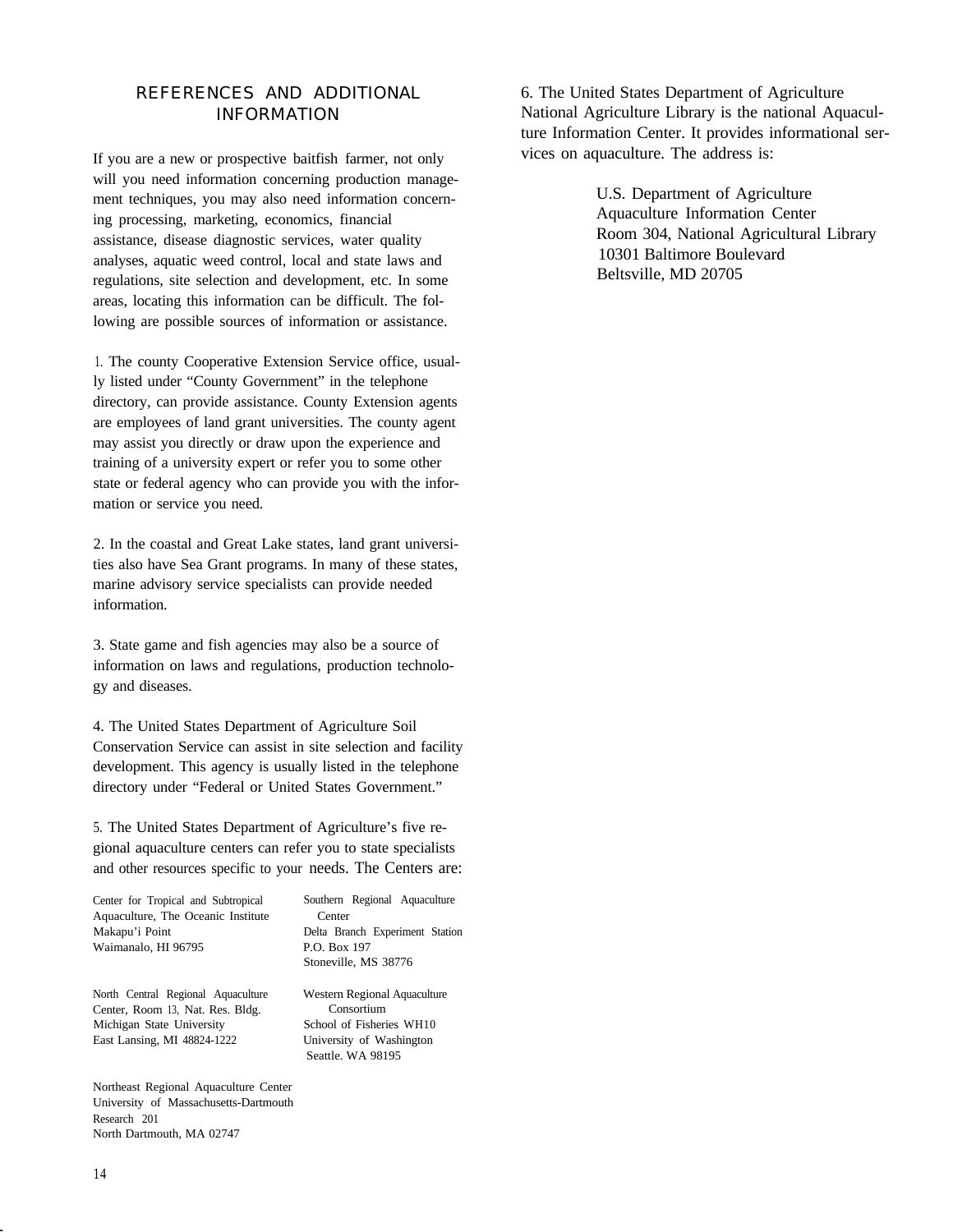## REFERENCES AND ADDITIONAL INFORMATION

If you are a new or prospective baitfish farmer, not only will you need information concerning production management techniques, you may also need information concerning processing, marketing, economics, financial assistance, disease diagnostic services, water quality analyses, aquatic weed control, local and state laws and regulations, site selection and development, etc. In some areas, locating this information can be difficult. The following are possible sources of information or assistance.

1. The county Cooperative Extension Service office, usually listed under "County Government" in the telephone directory, can provide assistance. County Extension agents are employees of land grant universities. The county agent may assist you directly or draw upon the experience and training of a university expert or refer you to some other state or federal agency who can provide you with the information or service you need.

2. In the coastal and Great Lake states, land grant universities also have Sea Grant programs. In many of these states, marine advisory service specialists can provide needed information.

3. State game and fish agencies may also be a source of information on laws and regulations, production technology and diseases.

4. The United States Department of Agriculture Soil Conservation Service can assist in site selection and facility development. This agency is usually listed in the telephone directory under "Federal or United States Government."

5. The United States Department of Agriculture's five regional aquaculture centers can refer you to state specialists and other resources specific to your needs. The Centers are:

Center for Tropical and Subtropical Aquaculture, The Oceanic Institute  
Makapu'i Point  
Waimanalo, HI 96795

Southern Regional Aquaculture Center  
Delta Branch Experiment Station  
P.O. Box 197  
Stoneville, MS 38776

North Central Regional Aquaculture Center, Room 13, Nat. Res. Bldg.  
Michigan State University  
East Lansing, MI 48824-1222

Western Regional Aquaculture Consortium  
School of Fisheries WH10  
University of Washington  
Seattle. WA 98195

Northeast Regional Aquaculture Center  
University of Massachusetts-Dartmouth  
Research 201  
North Dartmouth, MA 02747

6. The United States Department of Agriculture National Agriculture Library is the national Aquaculture Information Center. It provides informational services on aquaculture. The address is:

U.S. Department of Agriculture  
Aquaculture Information Center  
Room 304, National Agricultural Library  
10301 Baltimore Boulevard  
Beltsville, MD 20705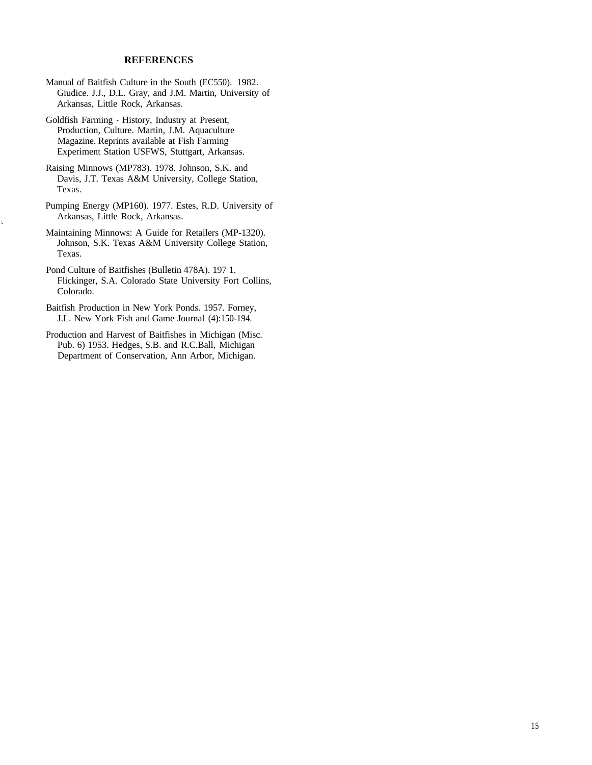## REFERENCES

Manual of Baitfish Culture in the South (EC550). 1982. Giudice. J.J., D.L. Gray, and J.M. Martin, University of Arkansas, Little Rock, Arkansas.

Goldfish Farming - History, Industry at Present, Production, Culture. Martin, J.M. Aquaculture Magazine. Reprints available at Fish Farming Experiment Station USFWS, Stuttgart, Arkansas.

Raising Minnows (MP783). 1978. Johnson, S.K. and Davis, J.T. Texas A&M University, College Station, Texas.

Pumping Energy (MP160). 1977. Estes, R.D. University of Arkansas, Little Rock, Arkansas.

Maintaining Minnows: A Guide for Retailers (MP-1320). Johnson, S.K. Texas A&M University College Station, Texas.

Pond Culture of Baitfishes (Bulletin 478A). 197 1. Flickinger, S.A. Colorado State University Fort Collins, Colorado.

Baitfish Production in New York Ponds. 1957. Forney, J.L. New York Fish and Game Journal (4):150-194.

Production and Harvest of Baitfishes in Michigan (Misc. Pub. 6) 1953. Hedges, S.B. and R.C.Ball, Michigan Department of Conservation, Ann Arbor, Michigan.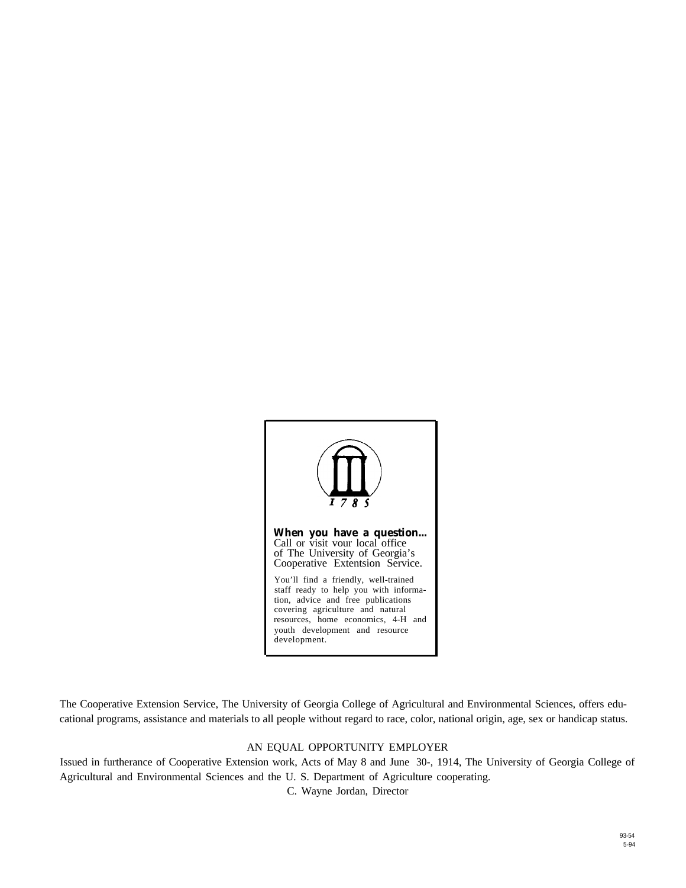1785

**When you have a question...**
Call or visit vour local office
of The University of Georgia's
Cooperative Extentsion Service.

You'll find a friendly, well-trained staff ready to help you with information, advice and free publications covering agriculture and natural resources, home economics, 4-H and youth development and resource development.

The Cooperative Extension Service, The University of Georgia College of Agricultural and Environmental Sciences, offers educational programs, assistance and materials to all people without regard to race, color, national origin, age, sex or handicap status.

AN EQUAL OPPORTUNITY EMPLOYER

Issued in furtherance of Cooperative Extension work, Acts of May 8 and June 30-, 1914, The University of Georgia College of Agricultural and Environmental Sciences and the U. S. Department of Agriculture cooperating.

C. Wayne Jordan, Director

93-54
5-94